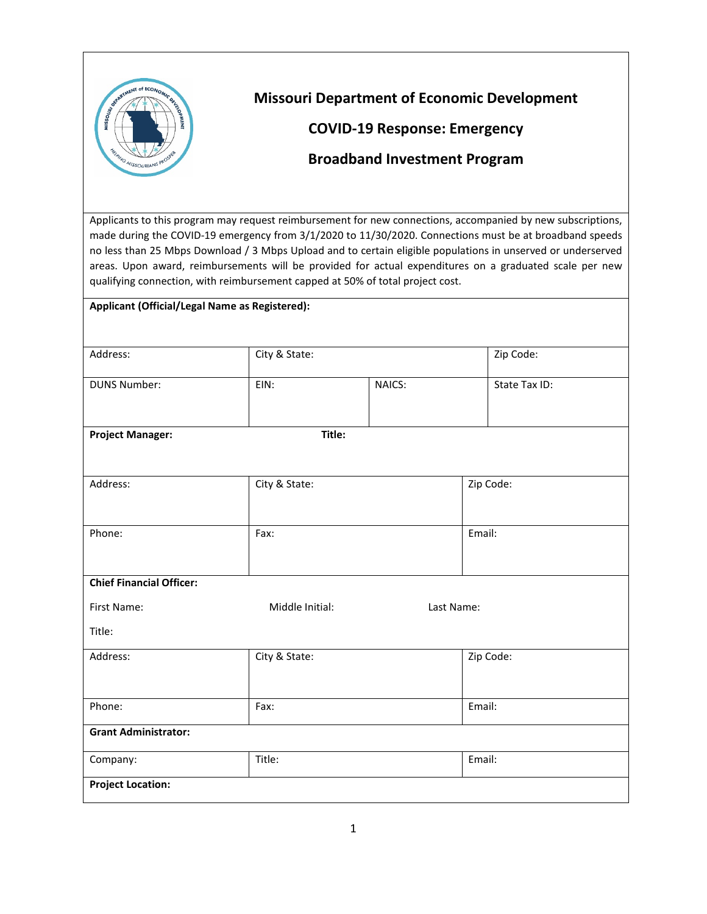# Missouri Department of Economic Development

## COVID-19 Response: Emergency Broadband Investment Program

Applicants to this program may request reimbursement for new connections, accompanied by new subscriptions, made during the COVID-19 emergency from 3/1/2020 to 11/30/2020. Connections must be at broadband speeds no less than 25 Mbps Download / 3 Mbps Upload and to certain eligible populations in unserved or underserved areas. Upon award, reimbursements will be provided for actual expenditures on a graduated scale per new qualifying connection, with reimbursement capped at 50% of total project cost.

| **Applicant (Official/Legal Name as Registered):** | | | |
|---|---|---|---|
| Address: | City & State: | | Zip Code: |
| DUNS Number: | EIN: | NAICS: | State Tax ID: |

| **Project Manager:** | **Title:** | |
|---|---|---|
| Address: | City & State: | Zip Code: |
| Phone: | Fax: | Email: |

| **Chief Financial Officer:** | | |
|---|---|---|
| First Name: | Middle Initial: | Last Name: |
| Title: | | |
| Address: | City & State: | Zip Code: |
| Phone: | Fax: | Email: |

| **Grant Administrator:** | | |
|---|---|---|
| Company: | Title: | Email: |

**Project Location:**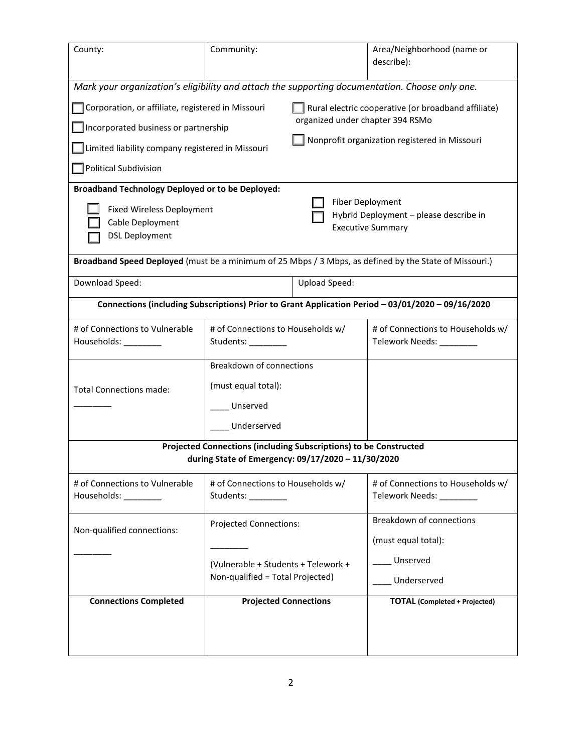| County: | Community: | Area/Neighborhood (name or describe): |
|---|---|---|

*Mark your organization's eligibility and attach the supporting documentation. Choose only one.*

- ☐ Corporation, or affiliate, registered in Missouri
- ☐ Incorporated business or partnership
- ☐ Limited liability company registered in Missouri
- ☐ Political Subdivision
- ☐ Rural electric cooperative (or broadband affiliate) organized under chapter 394 RSMo
- ☐ Nonprofit organization registered in Missouri

**Broadband Technology Deployed or to be Deployed:**

- ☐ Fixed Wireless Deployment
- ☐ Cable Deployment
- ☐ DSL Deployment
- ☐ Fiber Deployment
- ☐ Hybrid Deployment – please describe in Executive Summary

**Broadband Speed Deployed** (must be a minimum of 25 Mbps / 3 Mbps, as defined by the State of Missouri.)

| Download Speed: | Upload Speed: |
|---|---|

**Connections (including Subscriptions) Prior to Grant Application Period – 03/01/2020 – 09/16/2020**

| # of Connections to Vulnerable Households: ________ | # of Connections to Households w/ Students: ________ | # of Connections to Households w/ Telework Needs: ________ |
|---|---|---|
| Total Connections made: ________ | Breakdown of connections (must equal total): ____ Unserved ____ Underserved | |

**Projected Connections (including Subscriptions) to be Constructed during State of Emergency: 09/17/2020 – 11/30/2020**

| # of Connections to Vulnerable Households: ________ | # of Connections to Households w/ Students: ________ | # of Connections to Households w/ Telework Needs: ________ |
|---|---|---|
| Non-qualified connections: ________ | Projected Connections: ________ (Vulnerable + Students + Telework + Non-qualified = Total Projected) | Breakdown of connections (must equal total): ____ Unserved ____ Underserved |

| **Connections Completed** | **Projected Connections** | **TOTAL** (Completed + Projected) |
|---|---|---|
| | | |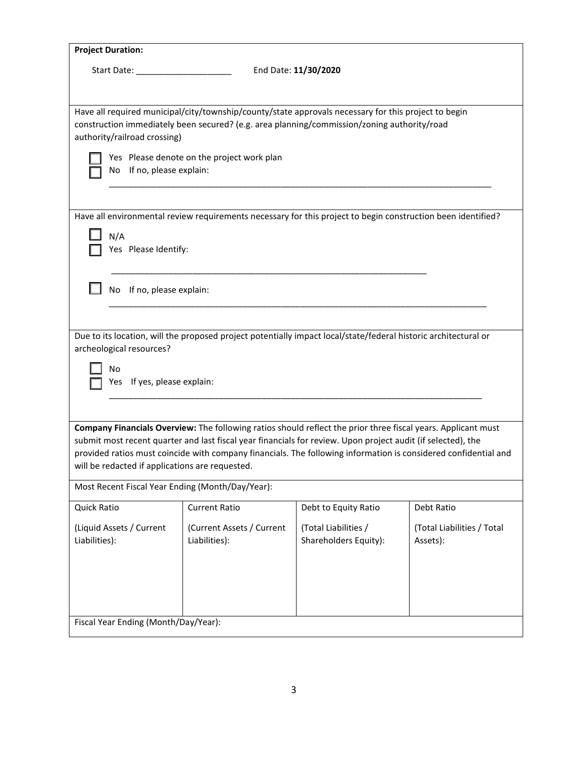**Project Duration:**

Start Date: ____________________ End Date: **11/30/2020**

Have all required municipal/city/township/county/state approvals necessary for this project to begin construction immediately been secured? (e.g. area planning/commission/zoning authority/road authority/railroad crossing)

☐ Yes Please denote on the project work plan
☐ No If no, please explain:

_______________________________________________________________________________

Have all environmental review requirements necessary for this project to begin construction been identified?

☐ N/A
☐ Yes Please Identify:

_______________________________________________________________________________

☐ No If no, please explain:

_______________________________________________________________________________

Due to its location, will the proposed project potentially impact local/state/federal historic architectural or archeological resources?

☐ No
☐ Yes If yes, please explain:

_______________________________________________________________________________

**Company Financials Overview:** The following ratios should reflect the prior three fiscal years. Applicant must submit most recent quarter and last fiscal year financials for review. Upon project audit (if selected), the provided ratios must coincide with company financials. The following information is considered confidential and will be redacted if applications are requested.

Most Recent Fiscal Year Ending (Month/Day/Year):

| Quick Ratio | Current Ratio | Debt to Equity Ratio | Debt Ratio |
|---|---|---|---|
| (Liquid Assets / Current Liabilities): | (Current Assets / Current Liabilities): | (Total Liabilities / Shareholders Equity): | (Total Liabilities / Total Assets): |

Fiscal Year Ending (Month/Day/Year):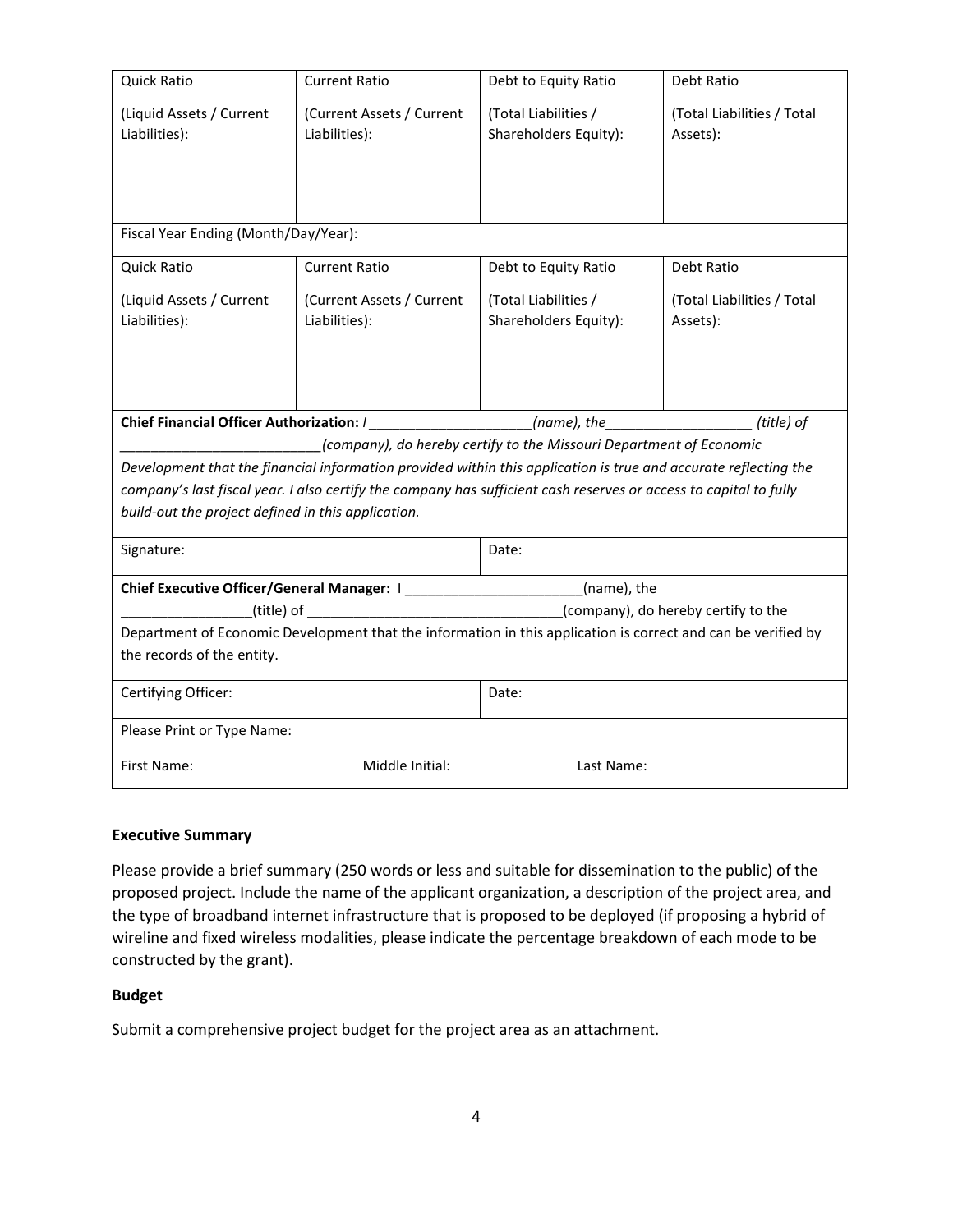| Quick Ratio (Liquid Assets / Current Liabilities): | Current Ratio (Current Assets / Current Liabilities): | Debt to Equity Ratio (Total Liabilities / Shareholders Equity): | Debt Ratio (Total Liabilities / Total Assets): |
|---|---|---|---|
| | | | |
| Fiscal Year Ending (Month/Day/Year): | | | |
| Quick Ratio (Liquid Assets / Current Liabilities): | Current Ratio (Current Assets / Current Liabilities): | Debt to Equity Ratio (Total Liabilities / Shareholders Equity): | Debt Ratio (Total Liabilities / Total Assets): |
| | | | |

**Chief Financial Officer Authorization:** *I \_\_\_\_\_\_\_\_\_\_\_\_\_\_\_\_\_\_\_\_\_(name), the\_\_\_\_\_\_\_\_\_\_\_\_\_\_\_\_\_\_\_ (title) of \_\_\_\_\_\_\_\_\_\_\_\_\_\_\_\_\_\_\_\_\_\_\_\_\_\_(company), do hereby certify to the Missouri Department of Economic Development that the financial information provided within this application is true and accurate reflecting the company's last fiscal year. I also certify the company has sufficient cash reserves or access to capital to fully build-out the project defined in this application.*

| Signature: | Date: |
|---|---|

**Chief Executive Officer/General Manager:** I \_\_\_\_\_\_\_\_\_\_\_\_\_\_\_\_\_\_\_\_\_\_\_(name), the \_\_\_\_\_\_\_\_\_\_\_\_\_\_\_\_\_(title) of \_\_\_\_\_\_\_\_\_\_\_\_\_\_\_\_\_\_\_\_\_\_\_\_\_\_\_\_\_\_\_\_\_(company), do hereby certify to the Department of Economic Development that the information in this application is correct and can be verified by the records of the entity.

| Certifying Officer: | Date: |
|---|---|

Please Print or Type Name:

First Name: Middle Initial: Last Name:

## Executive Summary

Please provide a brief summary (250 words or less and suitable for dissemination to the public) of the proposed project. Include the name of the applicant organization, a description of the project area, and the type of broadband internet infrastructure that is proposed to be deployed (if proposing a hybrid of wireline and fixed wireless modalities, please indicate the percentage breakdown of each mode to be constructed by the grant).

## Budget

Submit a comprehensive project budget for the project area as an attachment.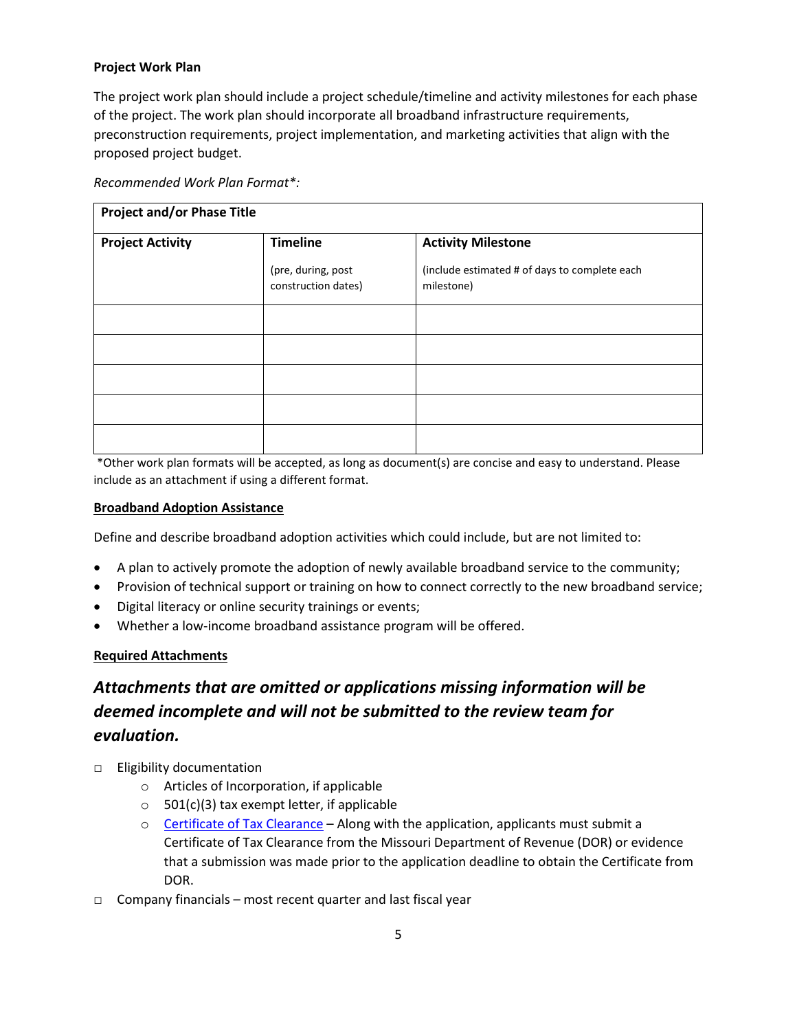**Project Work Plan**

The project work plan should include a project schedule/timeline and activity milestones for each phase of the project. The work plan should incorporate all broadband infrastructure requirements, preconstruction requirements, project implementation, and marketing activities that align with the proposed project budget.

*Recommended Work Plan Format*:*

| **Project and/or Phase Title** | | |
|---|---|---|
| **Project Activity** | **Timeline**<br>(pre, during, post construction dates) | **Activity Milestone**<br>(include estimated # of days to complete each milestone) |
| | | |
| | | |
| | | |
| | | |
| | | |

*Other work plan formats will be accepted, as long as document(s) are concise and easy to understand. Please include as an attachment if using a different format.

**Broadband Adoption Assistance**

Define and describe broadband adoption activities which could include, but are not limited to:

- A plan to actively promote the adoption of newly available broadband service to the community;
- Provision of technical support or training on how to connect correctly to the new broadband service;
- Digital literacy or online security trainings or events;
- Whether a low-income broadband assistance program will be offered.

**Required Attachments**

***Attachments that are omitted or applications missing information will be deemed incomplete and will not be submitted to the review team for evaluation.***

- ☐ Eligibility documentation
  - Articles of Incorporation, if applicable
  - 501(c)(3) tax exempt letter, if applicable
  - Certificate of Tax Clearance – Along with the application, applicants must submit a Certificate of Tax Clearance from the Missouri Department of Revenue (DOR) or evidence that a submission was made prior to the application deadline to obtain the Certificate from DOR.
- ☐ Company financials – most recent quarter and last fiscal year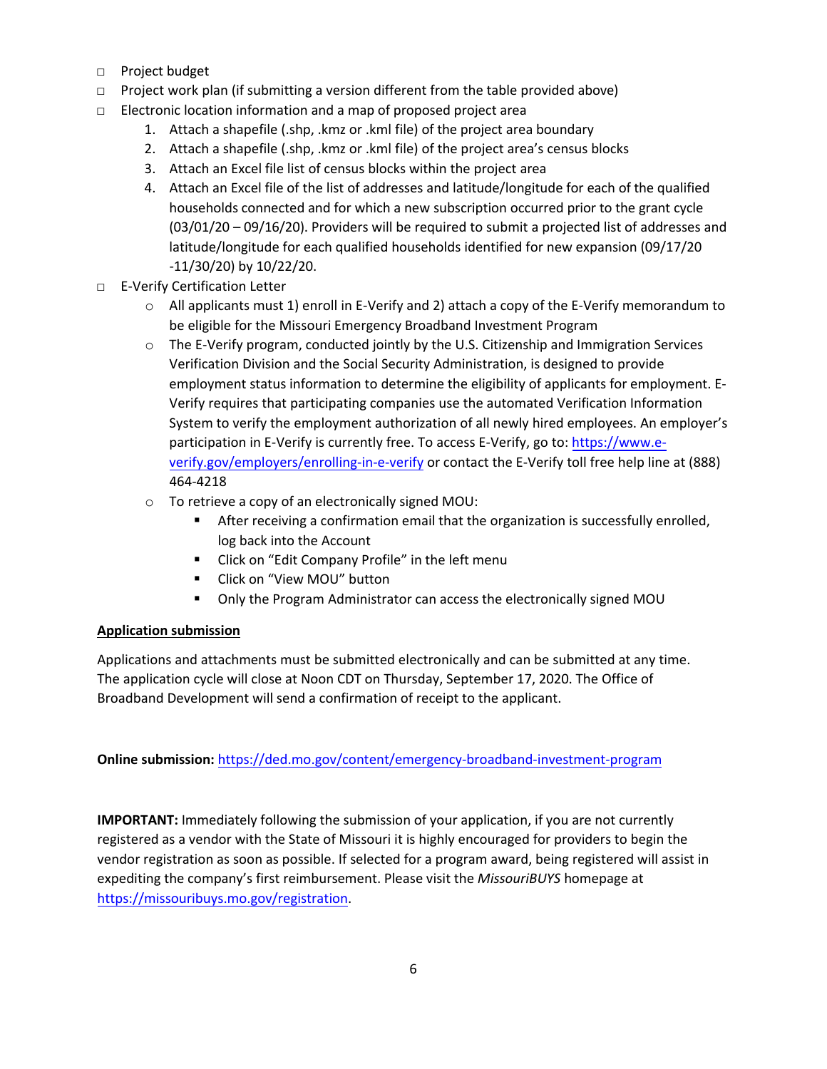- ☐ Project budget
- ☐ Project work plan (if submitting a version different from the table provided above)
- ☐ Electronic location information and a map of proposed project area
    1. Attach a shapefile (.shp, .kmz or .kml file) of the project area boundary
    2. Attach a shapefile (.shp, .kmz or .kml file) of the project area's census blocks
    3. Attach an Excel file list of census blocks within the project area
    4. Attach an Excel file of the list of addresses and latitude/longitude for each of the qualified households connected and for which a new subscription occurred prior to the grant cycle (03/01/20 – 09/16/20). Providers will be required to submit a projected list of addresses and latitude/longitude for each qualified households identified for new expansion (09/17/20 -11/30/20) by 10/22/20.
- ☐ E-Verify Certification Letter
    - All applicants must 1) enroll in E-Verify and 2) attach a copy of the E-Verify memorandum to be eligible for the Missouri Emergency Broadband Investment Program
    - The E-Verify program, conducted jointly by the U.S. Citizenship and Immigration Services Verification Division and the Social Security Administration, is designed to provide employment status information to determine the eligibility of applicants for employment. E-Verify requires that participating companies use the automated Verification Information System to verify the employment authorization of all newly hired employees. An employer's participation in E-Verify is currently free. To access E-Verify, go to: https://www.e-verify.gov/employers/enrolling-in-e-verify or contact the E-Verify toll free help line at (888) 464-4218
    - To retrieve a copy of an electronically signed MOU:
        - After receiving a confirmation email that the organization is successfully enrolled, log back into the Account
        - Click on "Edit Company Profile" in the left menu
        - Click on "View MOU" button
        - Only the Program Administrator can access the electronically signed MOU

**Application submission**

Applications and attachments must be submitted electronically and can be submitted at any time. The application cycle will close at Noon CDT on Thursday, September 17, 2020. The Office of Broadband Development will send a confirmation of receipt to the applicant.

**Online submission:** https://ded.mo.gov/content/emergency-broadband-investment-program

**IMPORTANT:** Immediately following the submission of your application, if you are not currently registered as a vendor with the State of Missouri it is highly encouraged for providers to begin the vendor registration as soon as possible. If selected for a program award, being registered will assist in expediting the company's first reimbursement. Please visit the *MissouriBUYS* homepage at https://missouribuys.mo.gov/registration.